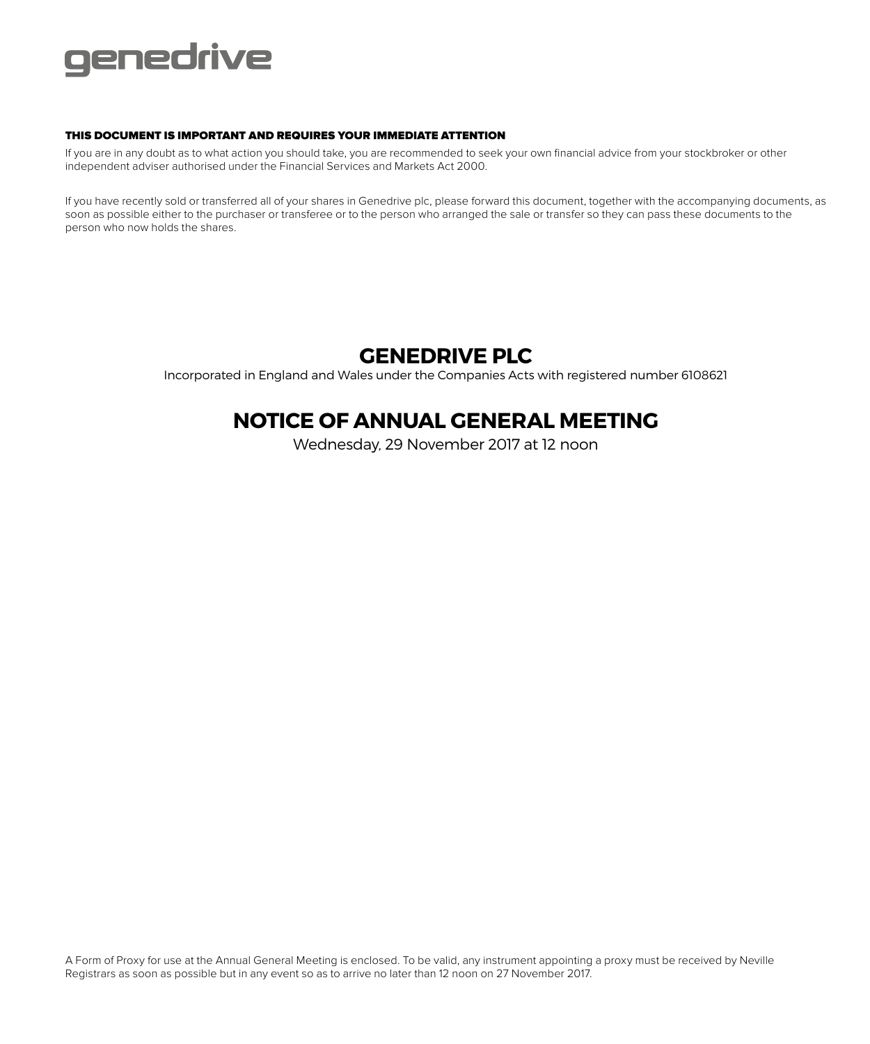genedrive

**THIS DOCUMENT IS IMPORTANT AND REQUIRES YOUR IMMEDIATE ATTENTION**

If you are in any doubt as to what action you should take, you are recommended to seek your own financial advice from your stockbroker or other independent adviser authorised under the Financial Services and Markets Act 2000.

If you have recently sold or transferred all of your shares in Genedrive plc, please forward this document, together with the accompanying documents, as soon as possible either to the purchaser or transferee or to the person who arranged the sale or transfer so they can pass these documents to the person who now holds the shares.

# GENEDRIVE PLC

Incorporated in England and Wales under the Companies Acts with registered number 6108621

# NOTICE OF ANNUAL GENERAL MEETING

Wednesday, 29 November 2017 at 12 noon

A Form of Proxy for use at the Annual General Meeting is enclosed. To be valid, any instrument appointing a proxy must be received by Neville Registrars as soon as possible but in any event so as to arrive no later than 12 noon on 27 November 2017.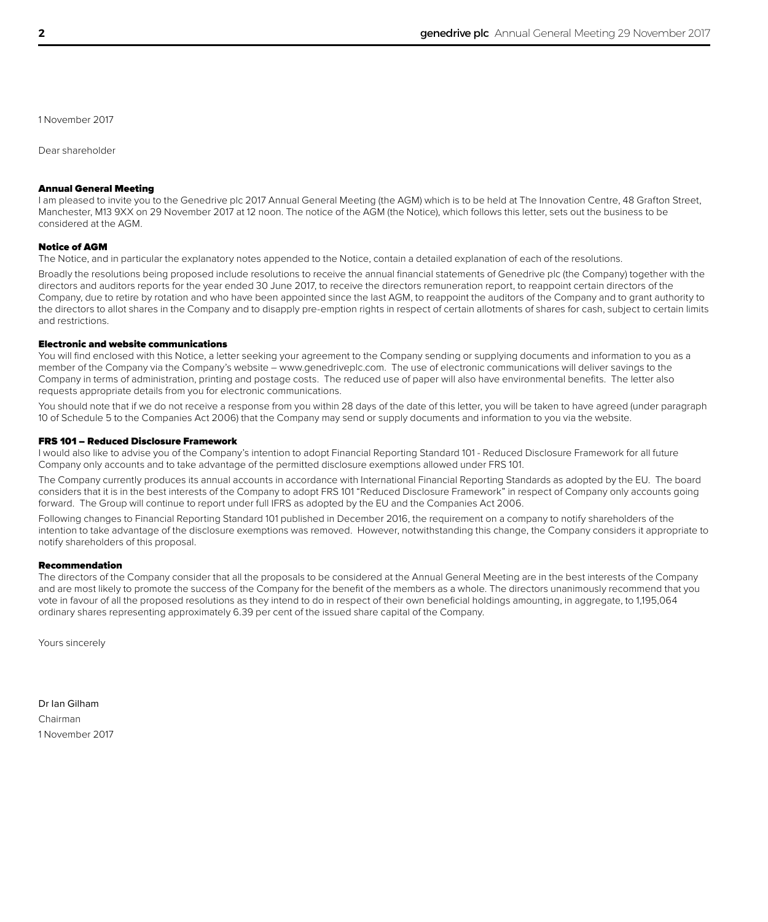1 November 2017

Dear shareholder

## Annual General Meeting

I am pleased to invite you to the Genedrive plc 2017 Annual General Meeting (the AGM) which is to be held at The Innovation Centre, 48 Grafton Street, Manchester, M13 9XX on 29 November 2017 at 12 noon. The notice of the AGM (the Notice), which follows this letter, sets out the business to be considered at the AGM.

## Notice of AGM

The Notice, and in particular the explanatory notes appended to the Notice, contain a detailed explanation of each of the resolutions.

Broadly the resolutions being proposed include resolutions to receive the annual financial statements of Genedrive plc (the Company) together with the directors and auditors reports for the year ended 30 June 2017, to receive the directors remuneration report, to reappoint certain directors of the Company, due to retire by rotation and who have been appointed since the last AGM, to reappoint the auditors of the Company and to grant authority to the directors to allot shares in the Company and to disapply pre-emption rights in respect of certain allotments of shares for cash, subject to certain limits and restrictions.

## Electronic and website communications

You will find enclosed with this Notice, a letter seeking your agreement to the Company sending or supplying documents and information to you as a member of the Company via the Company's website – www.genedriveplc.com. The use of electronic communications will deliver savings to the Company in terms of administration, printing and postage costs. The reduced use of paper will also have environmental benefits. The letter also requests appropriate details from you for electronic communications.

You should note that if we do not receive a response from you within 28 days of the date of this letter, you will be taken to have agreed (under paragraph 10 of Schedule 5 to the Companies Act 2006) that the Company may send or supply documents and information to you via the website.

## FRS 101 – Reduced Disclosure Framework

I would also like to advise you of the Company's intention to adopt Financial Reporting Standard 101 - Reduced Disclosure Framework for all future Company only accounts and to take advantage of the permitted disclosure exemptions allowed under FRS 101.

The Company currently produces its annual accounts in accordance with International Financial Reporting Standards as adopted by the EU. The board considers that it is in the best interests of the Company to adopt FRS 101 "Reduced Disclosure Framework" in respect of Company only accounts going forward. The Group will continue to report under full IFRS as adopted by the EU and the Companies Act 2006.

Following changes to Financial Reporting Standard 101 published in December 2016, the requirement on a company to notify shareholders of the intention to take advantage of the disclosure exemptions was removed. However, notwithstanding this change, the Company considers it appropriate to notify shareholders of this proposal.

## Recommendation

The directors of the Company consider that all the proposals to be considered at the Annual General Meeting are in the best interests of the Company and are most likely to promote the success of the Company for the benefit of the members as a whole. The directors unanimously recommend that you vote in favour of all the proposed resolutions as they intend to do in respect of their own beneficial holdings amounting, in aggregate, to 1,195,064 ordinary shares representing approximately 6.39 per cent of the issued share capital of the Company.

Yours sincerely

Dr Ian Gilham

Chairman

1 November 2017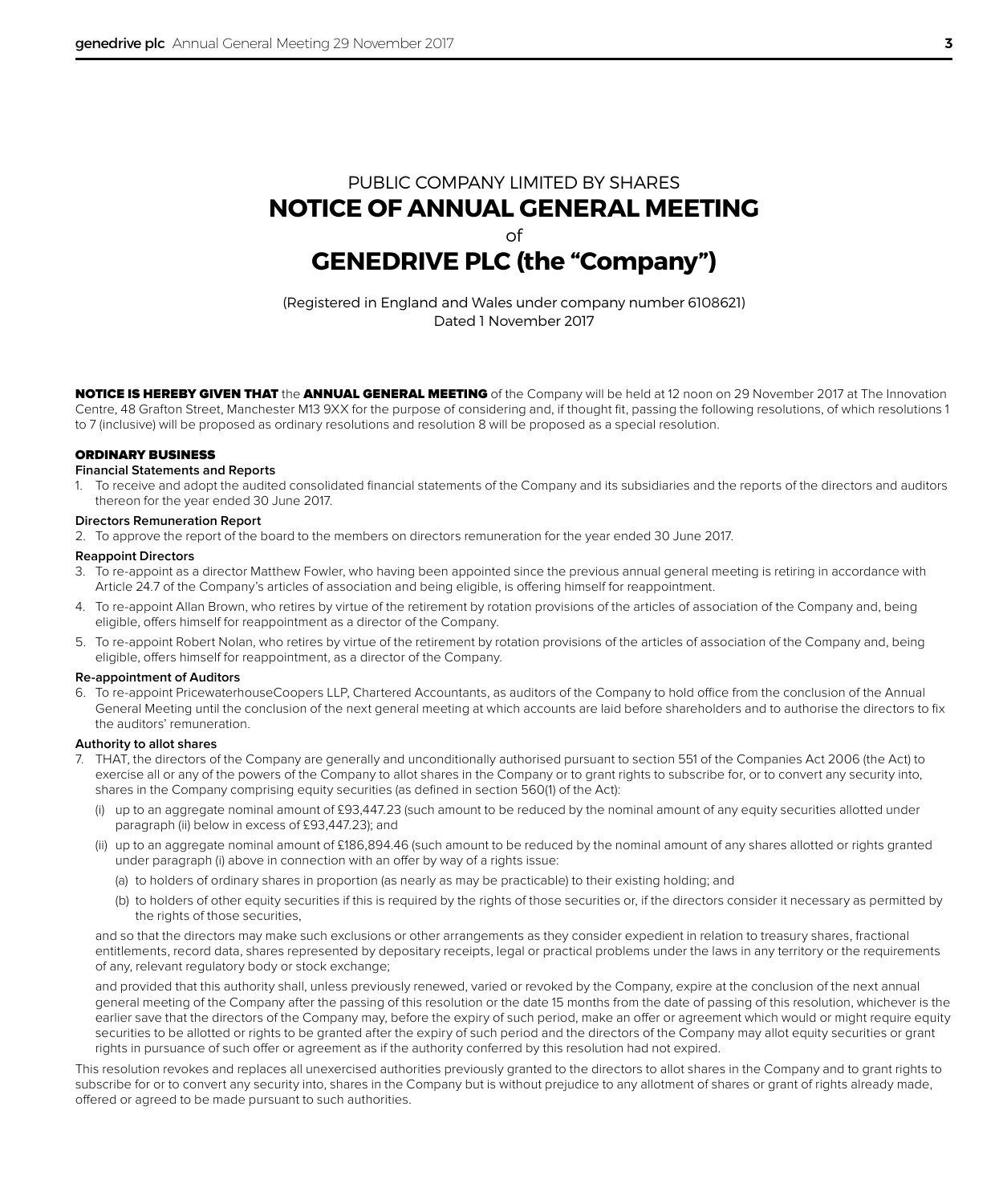PUBLIC COMPANY LIMITED BY SHARES

# NOTICE OF ANNUAL GENERAL MEETING

of

# GENEDRIVE PLC (the "Company")

(Registered in England and Wales under company number 6108621)
Dated 1 November 2017

**NOTICE IS HEREBY GIVEN THAT** the **ANNUAL GENERAL MEETING** of the Company will be held at 12 noon on 29 November 2017 at The Innovation Centre, 48 Grafton Street, Manchester M13 9XX for the purpose of considering and, if thought fit, passing the following resolutions, of which resolutions 1 to 7 (inclusive) will be proposed as ordinary resolutions and resolution 8 will be proposed as a special resolution.

## ORDINARY BUSINESS

### Financial Statements and Reports

1. To receive and adopt the audited consolidated financial statements of the Company and its subsidiaries and the reports of the directors and auditors thereon for the year ended 30 June 2017.

### Directors Remuneration Report

2. To approve the report of the board to the members on directors remuneration for the year ended 30 June 2017.

### Reappoint Directors

3. To re-appoint as a director Matthew Fowler, who having been appointed since the previous annual general meeting is retiring in accordance with Article 24.7 of the Company's articles of association and being eligible, is offering himself for reappointment.
4. To re-appoint Allan Brown, who retires by virtue of the retirement by rotation provisions of the articles of association of the Company and, being eligible, offers himself for reappointment as a director of the Company.
5. To re-appoint Robert Nolan, who retires by virtue of the retirement by rotation provisions of the articles of association of the Company and, being eligible, offers himself for reappointment, as a director of the Company.

### Re-appointment of Auditors

6. To re-appoint PricewaterhouseCoopers LLP, Chartered Accountants, as auditors of the Company to hold office from the conclusion of the Annual General Meeting until the conclusion of the next general meeting at which accounts are laid before shareholders and to authorise the directors to fix the auditors' remuneration.

### Authority to allot shares

7. THAT, the directors of the Company are generally and unconditionally authorised pursuant to section 551 of the Companies Act 2006 (the Act) to exercise all or any of the powers of the Company to allot shares in the Company or to grant rights to subscribe for, or to convert any security into, shares in the Company comprising equity securities (as defined in section 560(1) of the Act):

   (i) up to an aggregate nominal amount of £93,447.23 (such amount to be reduced by the nominal amount of any equity securities allotted under paragraph (ii) below in excess of £93,447.23); and

   (ii) up to an aggregate nominal amount of £186,894.46 (such amount to be reduced by the nominal amount of any shares allotted or rights granted under paragraph (i) above in connection with an offer by way of a rights issue:

   (a) to holders of ordinary shares in proportion (as nearly as may be practicable) to their existing holding; and

   (b) to holders of other equity securities if this is required by the rights of those securities or, if the directors consider it necessary as permitted by the rights of those securities,

   and so that the directors may make such exclusions or other arrangements as they consider expedient in relation to treasury shares, fractional entitlements, record data, shares represented by depositary receipts, legal or practical problems under the laws in any territory or the requirements of any, relevant regulatory body or stock exchange;

   and provided that this authority shall, unless previously renewed, varied or revoked by the Company, expire at the conclusion of the next annual general meeting of the Company after the passing of this resolution or the date 15 months from the date of passing of this resolution, whichever is the earlier save that the directors of the Company may, before the expiry of such period, make an offer or agreement which would or might require equity securities to be allotted or rights to be granted after the expiry of such period and the directors of the Company may allot equity securities or grant rights in pursuance of such offer or agreement as if the authority conferred by this resolution had not expired.

This resolution revokes and replaces all unexercised authorities previously granted to the directors to allot shares in the Company and to grant rights to subscribe for or to convert any security into, shares in the Company but is without prejudice to any allotment of shares or grant of rights already made, offered or agreed to be made pursuant to such authorities.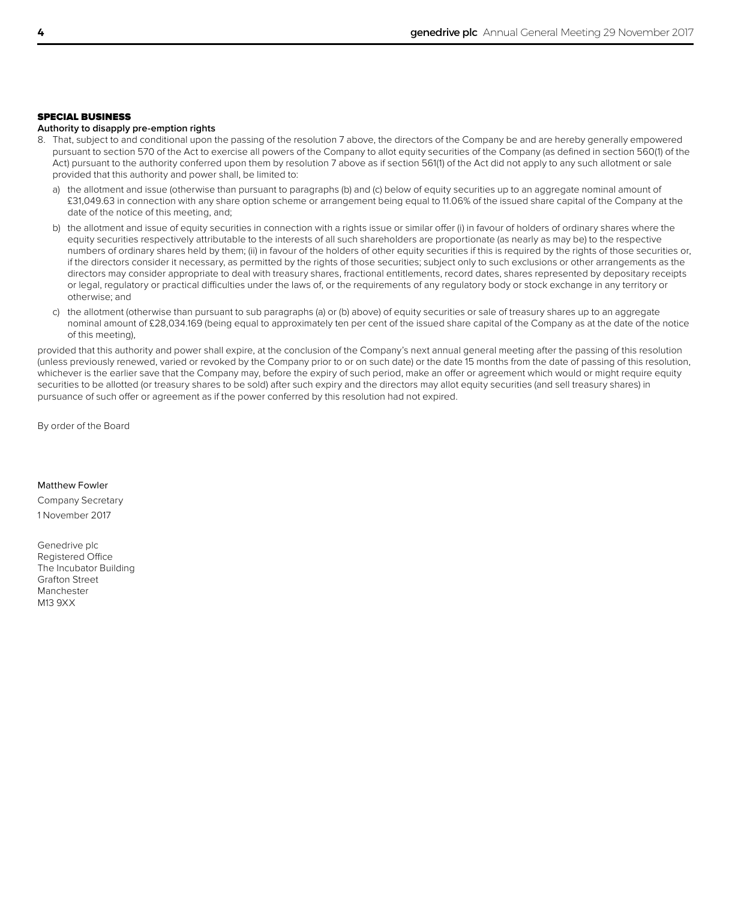## SPECIAL BUSINESS

### Authority to disapply pre-emption rights

8. That, subject to and conditional upon the passing of the resolution 7 above, the directors of the Company be and are hereby generally empowered pursuant to section 570 of the Act to exercise all powers of the Company to allot equity securities of the Company (as defined in section 560(1) of the Act) pursuant to the authority conferred upon them by resolution 7 above as if section 561(1) of the Act did not apply to any such allotment or sale provided that this authority and power shall, be limited to:

   a) the allotment and issue (otherwise than pursuant to paragraphs (b) and (c) below of equity securities up to an aggregate nominal amount of £31,049.63 in connection with any share option scheme or arrangement being equal to 11.06% of the issued share capital of the Company at the date of the notice of this meeting, and;

   b) the allotment and issue of equity securities in connection with a rights issue or similar offer (i) in favour of holders of ordinary shares where the equity securities respectively attributable to the interests of all such shareholders are proportionate (as nearly as may be) to the respective numbers of ordinary shares held by them; (ii) in favour of the holders of other equity securities if this is required by the rights of those securities or, if the directors consider it necessary, as permitted by the rights of those securities; subject only to such exclusions or other arrangements as the directors may consider appropriate to deal with treasury shares, fractional entitlements, record dates, shares represented by depositary receipts or legal, regulatory or practical difficulties under the laws of, or the requirements of any regulatory body or stock exchange in any territory or otherwise; and

   c) the allotment (otherwise than pursuant to sub paragraphs (a) or (b) above) of equity securities or sale of treasury shares up to an aggregate nominal amount of £28,034.169 (being equal to approximately ten per cent of the issued share capital of the Company as at the date of the notice of this meeting),

provided that this authority and power shall expire, at the conclusion of the Company's next annual general meeting after the passing of this resolution (unless previously renewed, varied or revoked by the Company prior to or on such date) or the date 15 months from the date of passing of this resolution, whichever is the earlier save that the Company may, before the expiry of such period, make an offer or agreement which would or might require equity securities to be allotted (or treasury shares to be sold) after such expiry and the directors may allot equity securities (and sell treasury shares) in pursuance of such offer or agreement as if the power conferred by this resolution had not expired.

By order of the Board

Matthew Fowler

Company Secretary

1 November 2017

Genedrive plc
Registered Office
The Incubator Building
Grafton Street
Manchester
M13 9XX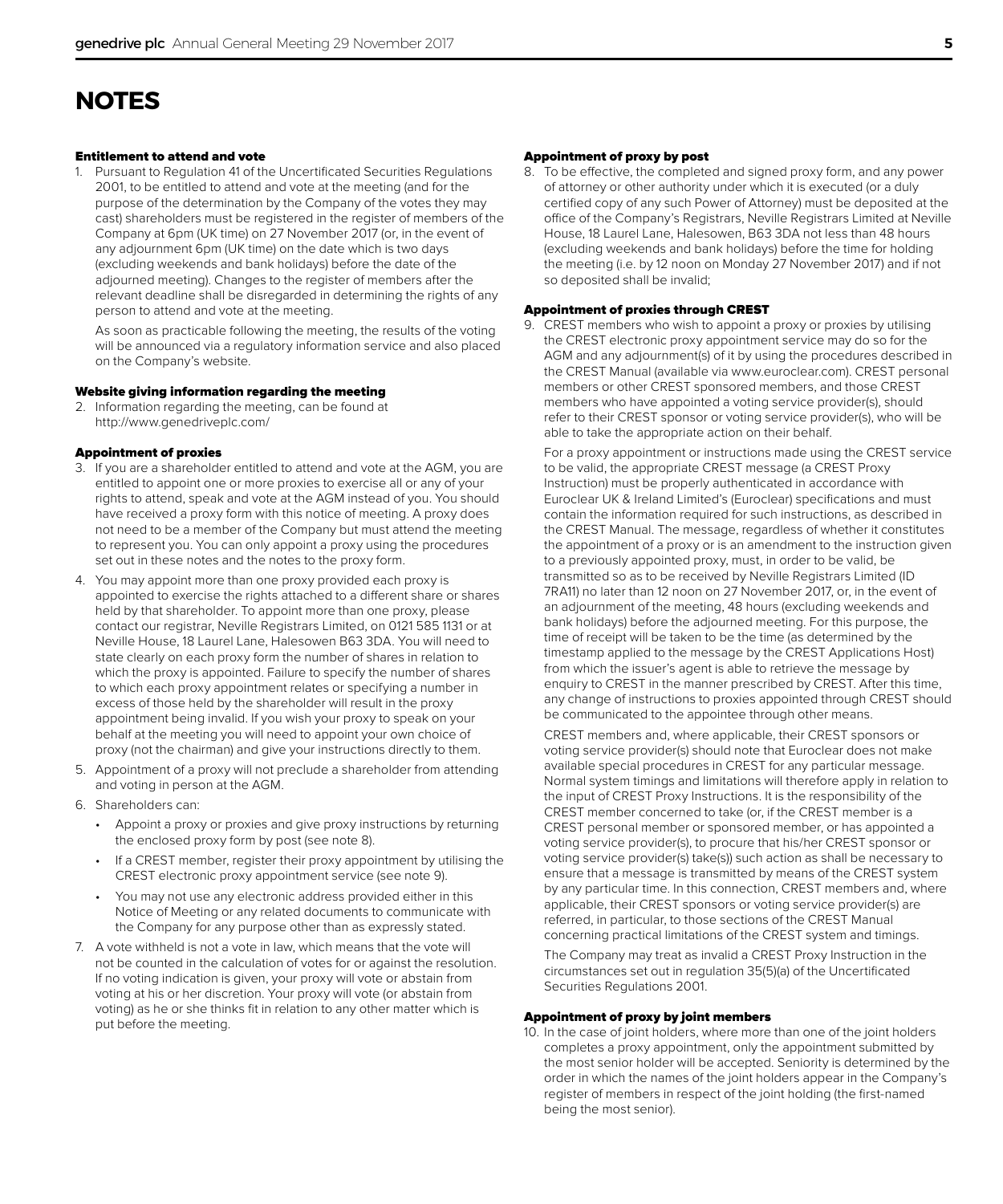# NOTES

#### Entitlement to attend and vote

1. Pursuant to Regulation 41 of the Uncertificated Securities Regulations 2001, to be entitled to attend and vote at the meeting (and for the purpose of the determination by the Company of the votes they may cast) shareholders must be registered in the register of members of the Company at 6pm (UK time) on 27 November 2017 (or, in the event of any adjournment 6pm (UK time) on the date which is two days (excluding weekends and bank holidays) before the date of the adjourned meeting). Changes to the register of members after the relevant deadline shall be disregarded in determining the rights of any person to attend and vote at the meeting.

   As soon as practicable following the meeting, the results of the voting will be announced via a regulatory information service and also placed on the Company's website.

#### Website giving information regarding the meeting

2. Information regarding the meeting, can be found at http://www.genedriveplc.com/

#### Appointment of proxies

3. If you are a shareholder entitled to attend and vote at the AGM, you are entitled to appoint one or more proxies to exercise all or any of your rights to attend, speak and vote at the AGM instead of you. You should have received a proxy form with this notice of meeting. A proxy does not need to be a member of the Company but must attend the meeting to represent you. You can only appoint a proxy using the procedures set out in these notes and the notes to the proxy form.
4. You may appoint more than one proxy provided each proxy is appointed to exercise the rights attached to a different share or shares held by that shareholder. To appoint more than one proxy, please contact our registrar, Neville Registrars Limited, on 0121 585 1131 or at Neville House, 18 Laurel Lane, Halesowen B63 3DA. You will need to state clearly on each proxy form the number of shares in relation to which the proxy is appointed. Failure to specify the number of shares to which each proxy appointment relates or specifying a number in excess of those held by the shareholder will result in the proxy appointment being invalid. If you wish your proxy to speak on your behalf at the meeting you will need to appoint your own choice of proxy (not the chairman) and give your instructions directly to them.
5. Appointment of a proxy will not preclude a shareholder from attending and voting in person at the AGM.
6. Shareholders can:
   - Appoint a proxy or proxies and give proxy instructions by returning the enclosed proxy form by post (see note 8).
   - If a CREST member, register their proxy appointment by utilising the CREST electronic proxy appointment service (see note 9).
   - You may not use any electronic address provided either in this Notice of Meeting or any related documents to communicate with the Company for any purpose other than as expressly stated.
7. A vote withheld is not a vote in law, which means that the vote will not be counted in the calculation of votes for or against the resolution. If no voting indication is given, your proxy will vote or abstain from voting at his or her discretion. Your proxy will vote (or abstain from voting) as he or she thinks fit in relation to any other matter which is put before the meeting.

#### Appointment of proxy by post

8. To be effective, the completed and signed proxy form, and any power of attorney or other authority under which it is executed (or a duly certified copy of any such Power of Attorney) must be deposited at the office of the Company's Registrars, Neville Registrars Limited at Neville House, 18 Laurel Lane, Halesowen, B63 3DA not less than 48 hours (excluding weekends and bank holidays) before the time for holding the meeting (i.e. by 12 noon on Monday 27 November 2017) and if not so deposited shall be invalid;

#### Appointment of proxies through CREST

9. CREST members who wish to appoint a proxy or proxies by utilising the CREST electronic proxy appointment service may do so for the AGM and any adjournment(s) of it by using the procedures described in the CREST Manual (available via www.euroclear.com). CREST personal members or other CREST sponsored members, and those CREST members who have appointed a voting service provider(s), should refer to their CREST sponsor or voting service provider(s), who will be able to take the appropriate action on their behalf.

   For a proxy appointment or instructions made using the CREST service to be valid, the appropriate CREST message (a CREST Proxy Instruction) must be properly authenticated in accordance with Euroclear UK & Ireland Limited's (Euroclear) specifications and must contain the information required for such instructions, as described in the CREST Manual. The message, regardless of whether it constitutes the appointment of a proxy or is an amendment to the instruction given to a previously appointed proxy, must, in order to be valid, be transmitted so as to be received by Neville Registrars Limited (ID 7RA11) no later than 12 noon on 27 November 2017, or, in the event of an adjournment of the meeting, 48 hours (excluding weekends and bank holidays) before the adjourned meeting. For this purpose, the time of receipt will be taken to be the time (as determined by the timestamp applied to the message by the CREST Applications Host) from which the issuer's agent is able to retrieve the message by enquiry to CREST in the manner prescribed by CREST. After this time, any change of instructions to proxies appointed through CREST should be communicated to the appointee through other means.

   CREST members and, where applicable, their CREST sponsors or voting service provider(s) should note that Euroclear does not make available special procedures in CREST for any particular message. Normal system timings and limitations will therefore apply in relation to the input of CREST Proxy Instructions. It is the responsibility of the CREST member concerned to take (or, if the CREST member is a CREST personal member or sponsored member, or has appointed a voting service provider(s), to procure that his/her CREST sponsor or voting service provider(s) take(s)) such action as shall be necessary to ensure that a message is transmitted by means of the CREST system by any particular time. In this connection, CREST members and, where applicable, their CREST sponsors or voting service provider(s) are referred, in particular, to those sections of the CREST Manual concerning practical limitations of the CREST system and timings.

   The Company may treat as invalid a CREST Proxy Instruction in the circumstances set out in regulation 35(5)(a) of the Uncertificated Securities Regulations 2001.

#### Appointment of proxy by joint members

10. In the case of joint holders, where more than one of the joint holders completes a proxy appointment, only the appointment submitted by the most senior holder will be accepted. Seniority is determined by the order in which the names of the joint holders appear in the Company's register of members in respect of the joint holding (the first-named being the most senior).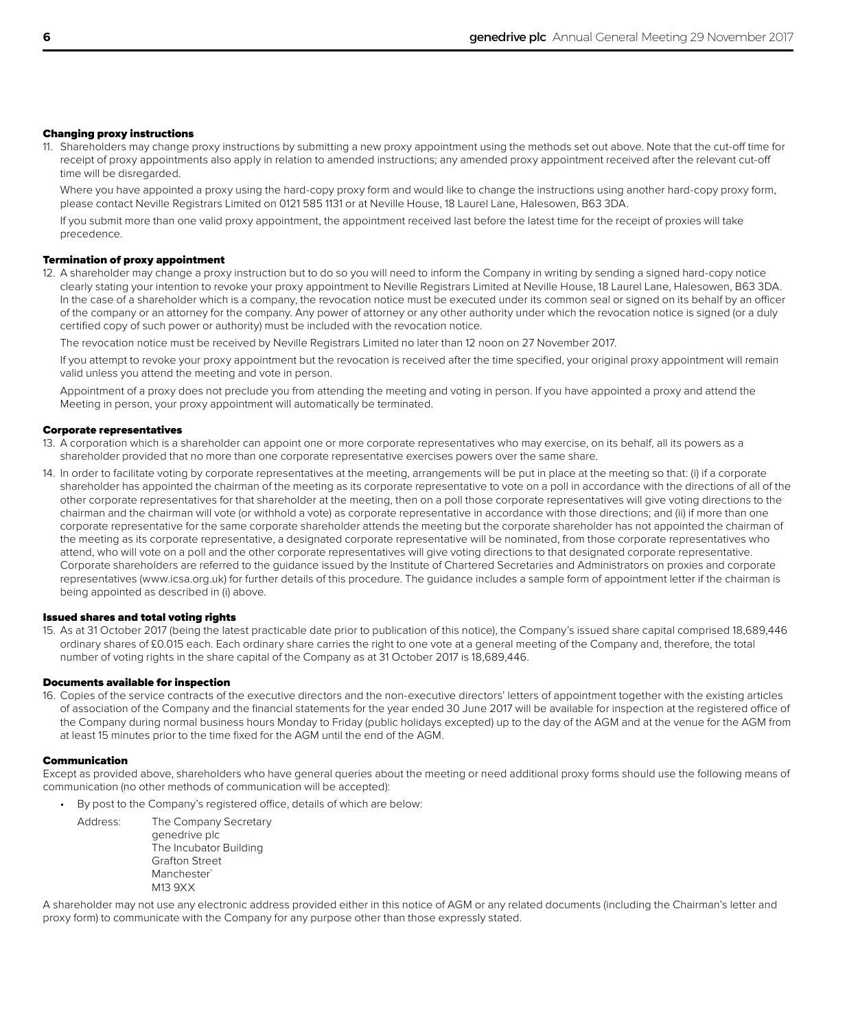### Changing proxy instructions

11. Shareholders may change proxy instructions by submitting a new proxy appointment using the methods set out above. Note that the cut-off time for receipt of proxy appointments also apply in relation to amended instructions; any amended proxy appointment received after the relevant cut-off time will be disregarded.

    Where you have appointed a proxy using the hard-copy proxy form and would like to change the instructions using another hard-copy proxy form, please contact Neville Registrars Limited on 0121 585 1131 or at Neville House, 18 Laurel Lane, Halesowen, B63 3DA.

    If you submit more than one valid proxy appointment, the appointment received last before the latest time for the receipt of proxies will take precedence.

### Termination of proxy appointment

12. A shareholder may change a proxy instruction but to do so you will need to inform the Company in writing by sending a signed hard-copy notice clearly stating your intention to revoke your proxy appointment to Neville Registrars Limited at Neville House, 18 Laurel Lane, Halesowen, B63 3DA. In the case of a shareholder which is a company, the revocation notice must be executed under its common seal or signed on its behalf by an officer of the company or an attorney for the company. Any power of attorney or any other authority under which the revocation notice is signed (or a duly certified copy of such power or authority) must be included with the revocation notice.

    The revocation notice must be received by Neville Registrars Limited no later than 12 noon on 27 November 2017.

    If you attempt to revoke your proxy appointment but the revocation is received after the time specified, your original proxy appointment will remain valid unless you attend the meeting and vote in person.

    Appointment of a proxy does not preclude you from attending the meeting and voting in person. If you have appointed a proxy and attend the Meeting in person, your proxy appointment will automatically be terminated.

### Corporate representatives

13. A corporation which is a shareholder can appoint one or more corporate representatives who may exercise, on its behalf, all its powers as a shareholder provided that no more than one corporate representative exercises powers over the same share.

14. In order to facilitate voting by corporate representatives at the meeting, arrangements will be put in place at the meeting so that: (i) if a corporate shareholder has appointed the chairman of the meeting as its corporate representative to vote on a poll in accordance with the directions of all of the other corporate representatives for that shareholder at the meeting, then on a poll those corporate representatives will give voting directions to the chairman and the chairman will vote (or withhold a vote) as corporate representative in accordance with those directions; and (ii) if more than one corporate representative for the same corporate shareholder attends the meeting but the corporate shareholder has not appointed the chairman of the meeting as its corporate representative, a designated corporate representative will be nominated, from those corporate representatives who attend, who will vote on a poll and the other corporate representatives will give voting directions to that designated corporate representative. Corporate shareholders are referred to the guidance issued by the Institute of Chartered Secretaries and Administrators on proxies and corporate representatives (www.icsa.org.uk) for further details of this procedure. The guidance includes a sample form of appointment letter if the chairman is being appointed as described in (i) above.

### Issued shares and total voting rights

15. As at 31 October 2017 (being the latest practicable date prior to publication of this notice), the Company's issued share capital comprised 18,689,446 ordinary shares of £0.015 each. Each ordinary share carries the right to one vote at a general meeting of the Company and, therefore, the total number of voting rights in the share capital of the Company as at 31 October 2017 is 18,689,446.

### Documents available for inspection

16. Copies of the service contracts of the executive directors and the non-executive directors' letters of appointment together with the existing articles of association of the Company and the financial statements for the year ended 30 June 2017 will be available for inspection at the registered office of the Company during normal business hours Monday to Friday (public holidays excepted) up to the day of the AGM and at the venue for the AGM from at least 15 minutes prior to the time fixed for the AGM until the end of the AGM.

### Communication

Except as provided above, shareholders who have general queries about the meeting or need additional proxy forms should use the following means of communication (no other methods of communication will be accepted):

- By post to the Company's registered office, details of which are below:

  Address: The Company Secretary
  genedrive plc
  The Incubator Building
  Grafton Street
  Manchester`
  M13 9XX

A shareholder may not use any electronic address provided either in this notice of AGM or any related documents (including the Chairman's letter and proxy form) to communicate with the Company for any purpose other than those expressly stated.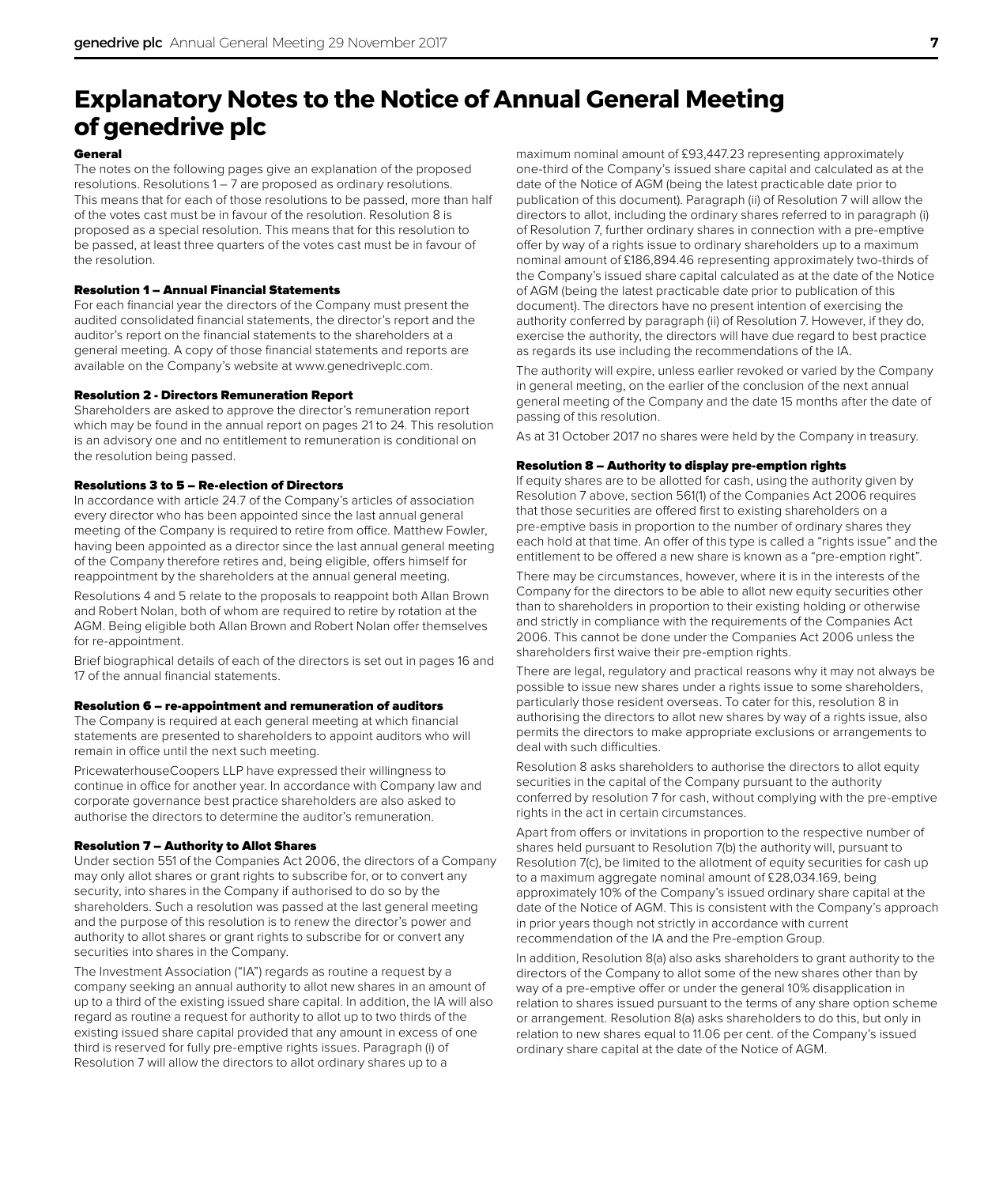# Explanatory Notes to the Notice of Annual General Meeting of genedrive plc

### General

The notes on the following pages give an explanation of the proposed resolutions. Resolutions 1 – 7 are proposed as ordinary resolutions. This means that for each of those resolutions to be passed, more than half of the votes cast must be in favour of the resolution. Resolution 8 is proposed as a special resolution. This means that for this resolution to be passed, at least three quarters of the votes cast must be in favour of the resolution.

### Resolution 1 – Annual Financial Statements

For each financial year the directors of the Company must present the audited consolidated financial statements, the director's report and the auditor's report on the financial statements to the shareholders at a general meeting. A copy of those financial statements and reports are available on the Company's website at www.genedriveplc.com.

### Resolution 2 - Directors Remuneration Report

Shareholders are asked to approve the director's remuneration report which may be found in the annual report on pages 21 to 24. This resolution is an advisory one and no entitlement to remuneration is conditional on the resolution being passed.

### Resolutions 3 to 5 – Re-election of Directors

In accordance with article 24.7 of the Company's articles of association every director who has been appointed since the last annual general meeting of the Company is required to retire from office. Matthew Fowler, having been appointed as a director since the last annual general meeting of the Company therefore retires and, being eligible, offers himself for reappointment by the shareholders at the annual general meeting.

Resolutions 4 and 5 relate to the proposals to reappoint both Allan Brown and Robert Nolan, both of whom are required to retire by rotation at the AGM. Being eligible both Allan Brown and Robert Nolan offer themselves for re-appointment.

Brief biographical details of each of the directors is set out in pages 16 and 17 of the annual financial statements.

### Resolution 6 – re-appointment and remuneration of auditors

The Company is required at each general meeting at which financial statements are presented to shareholders to appoint auditors who will remain in office until the next such meeting.

PricewaterhouseCoopers LLP have expressed their willingness to continue in office for another year. In accordance with Company law and corporate governance best practice shareholders are also asked to authorise the directors to determine the auditor's remuneration.

### Resolution 7 – Authority to Allot Shares

Under section 551 of the Companies Act 2006, the directors of a Company may only allot shares or grant rights to subscribe for, or to convert any security, into shares in the Company if authorised to do so by the shareholders. Such a resolution was passed at the last general meeting and the purpose of this resolution is to renew the director's power and authority to allot shares or grant rights to subscribe for or convert any securities into shares in the Company.

The Investment Association ("IA") regards as routine a request by a company seeking an annual authority to allot new shares in an amount of up to a third of the existing issued share capital. In addition, the IA will also regard as routine a request for authority to allot up to two thirds of the existing issued share capital provided that any amount in excess of one third is reserved for fully pre-emptive rights issues. Paragraph (i) of Resolution 7 will allow the directors to allot ordinary shares up to a maximum nominal amount of £93,447.23 representing approximately one-third of the Company's issued share capital and calculated as at the date of the Notice of AGM (being the latest practicable date prior to publication of this document). Paragraph (ii) of Resolution 7 will allow the directors to allot, including the ordinary shares referred to in paragraph (i) of Resolution 7, further ordinary shares in connection with a pre-emptive offer by way of a rights issue to ordinary shareholders up to a maximum nominal amount of £186,894.46 representing approximately two-thirds of the Company's issued share capital calculated as at the date of the Notice of AGM (being the latest practicable date prior to publication of this document). The directors have no present intention of exercising the authority conferred by paragraph (ii) of Resolution 7. However, if they do, exercise the authority, the directors will have due regard to best practice as regards its use including the recommendations of the IA.

The authority will expire, unless earlier revoked or varied by the Company in general meeting, on the earlier of the conclusion of the next annual general meeting of the Company and the date 15 months after the date of passing of this resolution.

As at 31 October 2017 no shares were held by the Company in treasury.

### Resolution 8 – Authority to display pre-emption rights

If equity shares are to be allotted for cash, using the authority given by Resolution 7 above, section 561(1) of the Companies Act 2006 requires that those securities are offered first to existing shareholders on a pre-emptive basis in proportion to the number of ordinary shares they each hold at that time. An offer of this type is called a "rights issue" and the entitlement to be offered a new share is known as a "pre-emption right".

There may be circumstances, however, where it is in the interests of the Company for the directors to be able to allot new equity securities other than to shareholders in proportion to their existing holding or otherwise and strictly in compliance with the requirements of the Companies Act 2006. This cannot be done under the Companies Act 2006 unless the shareholders first waive their pre-emption rights.

There are legal, regulatory and practical reasons why it may not always be possible to issue new shares under a rights issue to some shareholders, particularly those resident overseas. To cater for this, resolution 8 in authorising the directors to allot new shares by way of a rights issue, also permits the directors to make appropriate exclusions or arrangements to deal with such difficulties.

Resolution 8 asks shareholders to authorise the directors to allot equity securities in the capital of the Company pursuant to the authority conferred by resolution 7 for cash, without complying with the pre-emptive rights in the act in certain circumstances.

Apart from offers or invitations in proportion to the respective number of shares held pursuant to Resolution 7(b) the authority will, pursuant to Resolution 7(c), be limited to the allotment of equity securities for cash up to a maximum aggregate nominal amount of £28,034.169, being approximately 10% of the Company's issued ordinary share capital at the date of the Notice of AGM. This is consistent with the Company's approach in prior years though not strictly in accordance with current recommendation of the IA and the Pre-emption Group.

In addition, Resolution 8(a) also asks shareholders to grant authority to the directors of the Company to allot some of the new shares other than by way of a pre-emptive offer or under the general 10% disapplication in relation to shares issued pursuant to the terms of any share option scheme or arrangement. Resolution 8(a) asks shareholders to do this, but only in relation to new shares equal to 11.06 per cent. of the Company's issued ordinary share capital at the date of the Notice of AGM.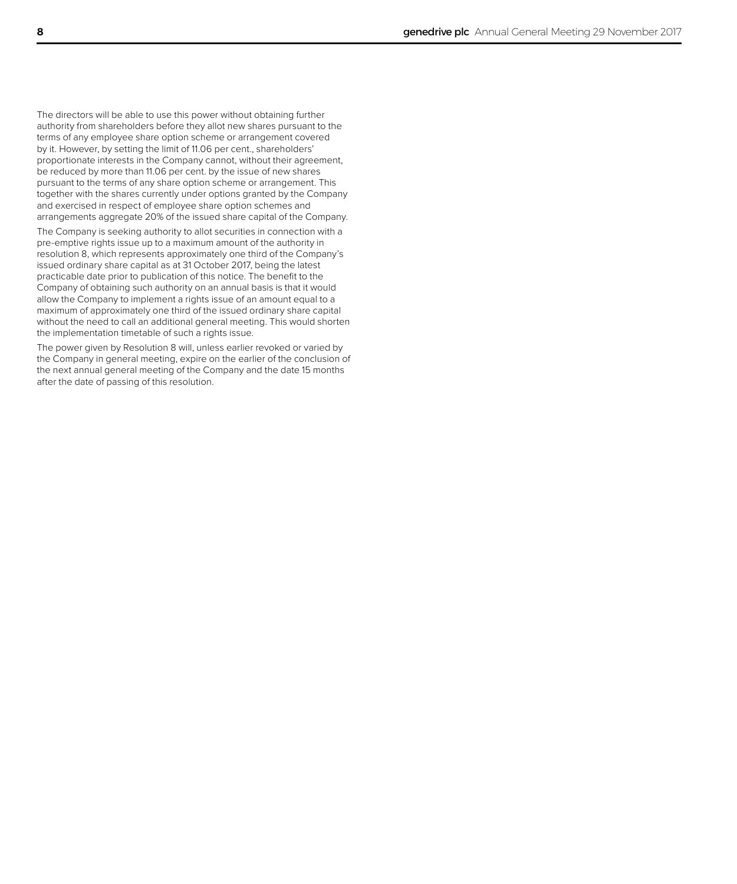The directors will be able to use this power without obtaining further authority from shareholders before they allot new shares pursuant to the terms of any employee share option scheme or arrangement covered by it. However, by setting the limit of 11.06 per cent., shareholders' proportionate interests in the Company cannot, without their agreement, be reduced by more than 11.06 per cent. by the issue of new shares pursuant to the terms of any share option scheme or arrangement. This together with the shares currently under options granted by the Company and exercised in respect of employee share option schemes and arrangements aggregate 20% of the issued share capital of the Company.

The Company is seeking authority to allot securities in connection with a pre-emptive rights issue up to a maximum amount of the authority in resolution 8, which represents approximately one third of the Company's issued ordinary share capital as at 31 October 2017, being the latest practicable date prior to publication of this notice. The benefit to the Company of obtaining such authority on an annual basis is that it would allow the Company to implement a rights issue of an amount equal to a maximum of approximately one third of the issued ordinary share capital without the need to call an additional general meeting. This would shorten the implementation timetable of such a rights issue.

The power given by Resolution 8 will, unless earlier revoked or varied by the Company in general meeting, expire on the earlier of the conclusion of the next annual general meeting of the Company and the date 15 months after the date of passing of this resolution.